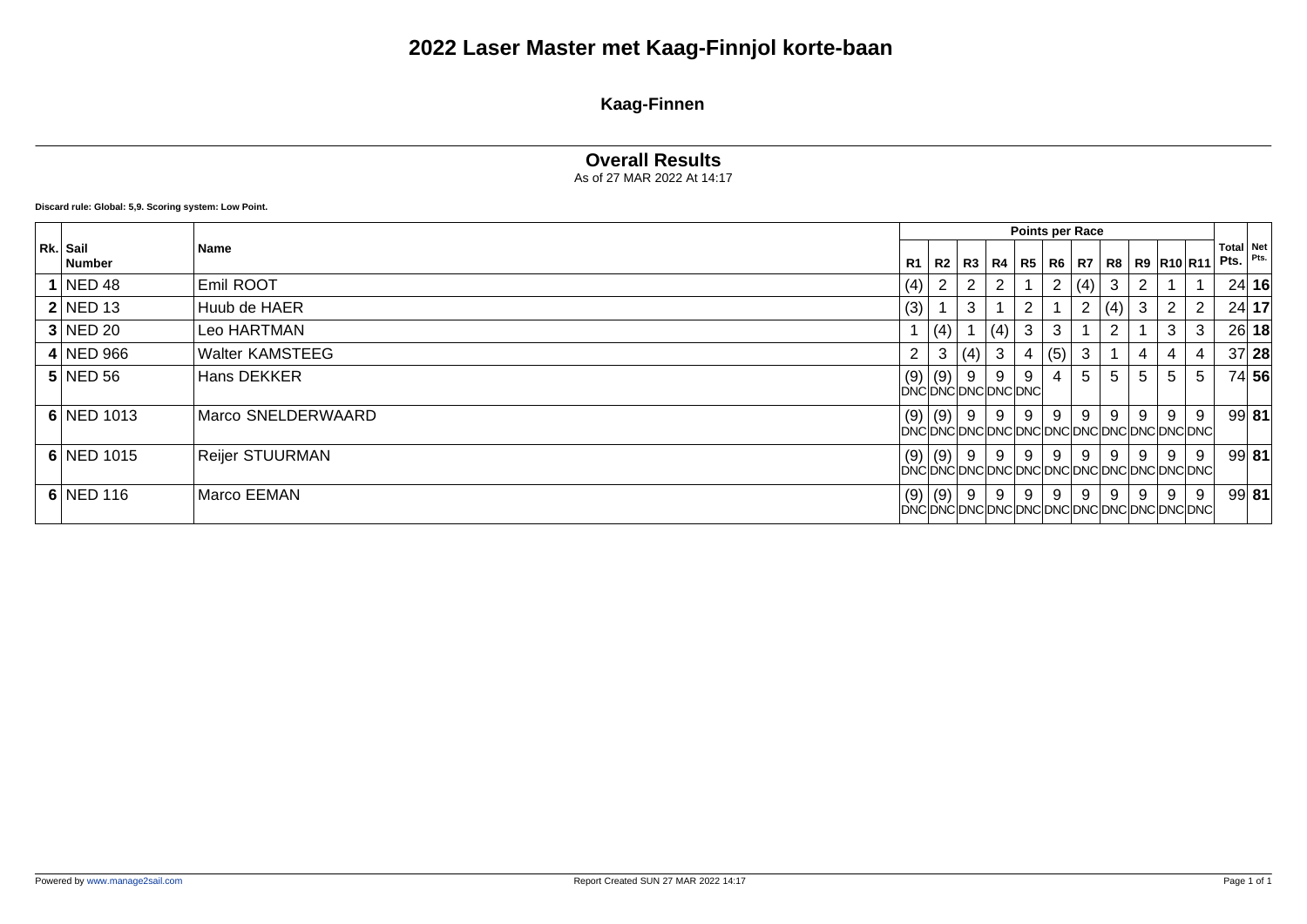# 2022 Laser Master met Kaag-Finnjol korte-baan

## Kaag-Finnen

### Overall Results

As of 27 MAR 2022 At 14:17

**Discard rule: Global: 5,9. Scoring system: Low Point.**

| Rk. | Sail Number | Name | R1 | R2 | R3 | R4 | R5 | R6 | R7 | R8 | R9 | R10 | R11 | Total Pts. | Net Pts. |
|---|---|---|---|---|---|---|---|---|---|---|---|---|---|---|---|
| | | | Points per Race | | | | | | | | | | | | |
| **1** | NED 48 | Emil ROOT | (4) | 2 | 2 | 2 | 1 | 2 | (4) | 3 | 2 | 1 | 1 | 24 | **16** |
| **2** | NED 13 | Huub de HAER | (3) | 1 | 3 | 1 | 2 | 1 | 2 | (4) | 3 | 2 | 2 | 24 | **17** |
| **3** | NED 20 | Leo HARTMAN | 1 | (4) | 1 | (4) | 3 | 3 | 1 | 2 | 1 | 3 | 3 | 26 | **18** |
| **4** | NED 966 | Walter KAMSTEEG | 2 | 3 | (4) | 3 | 4 | (5) | 3 | 1 | 4 | 4 | 4 | 37 | **28** |
| **5** | NED 56 | Hans DEKKER | (9) DNC | (9) DNC | 9 DNC | 9 DNC | 9 DNC | 4 | 5 | 5 | 5 | 5 | 5 | 74 | **56** |
| **6** | NED 1013 | Marco SNELDERWAARD | (9) DNC | (9) DNC | 9 DNC | 9 DNC | 9 DNC | 9 DNC | 9 DNC | 9 DNC | 9 DNC | 9 DNC | 9 DNC | 99 | **81** |
| **6** | NED 1015 | Reijer STUURMAN | (9) DNC | (9) DNC | 9 DNC | 9 DNC | 9 DNC | 9 DNC | 9 DNC | 9 DNC | 9 DNC | 9 DNC | 9 DNC | 99 | **81** |
| **6** | NED 116 | Marco EEMAN | (9) DNC | (9) DNC | 9 DNC | 9 DNC | 9 DNC | 9 DNC | 9 DNC | 9 DNC | 9 DNC | 9 DNC | 9 DNC | 99 | **81** |

Powered by www.manage2sail.com

Report Created SUN 27 MAR 2022 14:17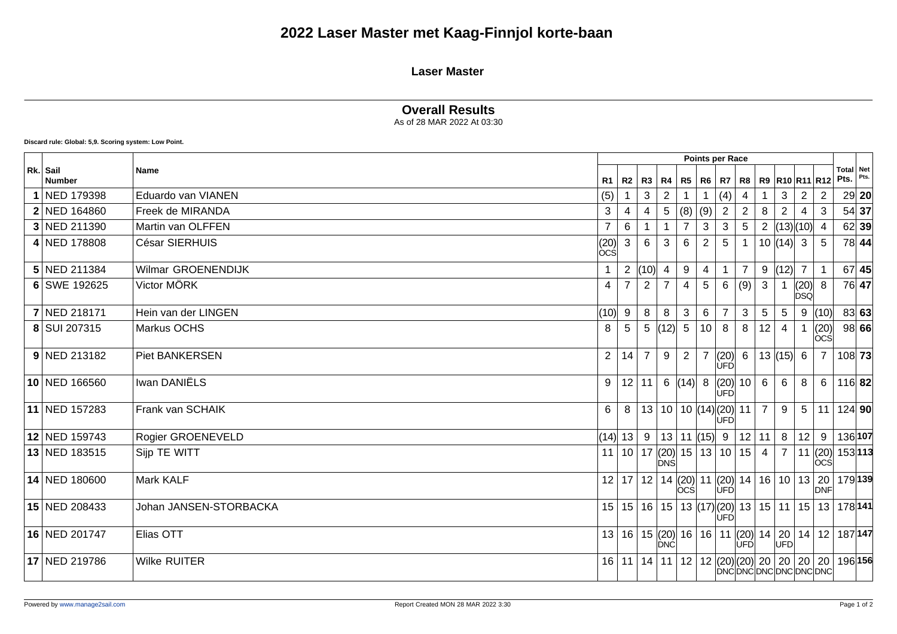# 2022 Laser Master met Kaag-Finnjol korte-baan

## Laser Master

## Overall Results

As of 28 MAR 2022 At 03:30

**Discard rule: Global: 5,9. Scoring system: Low Point.**

| Rk. | Sail Number | Name | Points per Race | | | | | | | | | | | | Total Pts. | Net Pts. |
|---|---|---|---|---|---|---|---|---|---|---|---|---|---|---|---|---|
| | | | R1 | R2 | R3 | R4 | R5 | R6 | R7 | R8 | R9 | R10 | R11 | R12 | | |
| **1** | NED 179398 | Eduardo van VIANEN | (5) | 1 | 3 | 2 | 1 | 1 | (4) | 4 | 1 | 3 | 2 | 2 | 29 | **20** |
| **2** | NED 164860 | Freek de MIRANDA | 3 | 4 | 4 | 5 | (8) | (9) | 2 | 2 | 8 | 2 | 4 | 3 | 54 | **37** |
| **3** | NED 211390 | Martin van OLFFEN | 7 | 6 | 1 | 1 | 7 | 3 | 3 | 5 | 2 | (13) | (10) | 4 | 62 | **39** |
| **4** | NED 178808 | César SIERHUIS | (20) OCS | 3 | 6 | 3 | 6 | 2 | 5 | 1 | 10 | (14) | 3 | 5 | 78 | **44** |
| **5** | NED 211384 | Wilmar GROENENDIJK | 1 | 2 | (10) | 4 | 9 | 4 | 1 | 7 | 9 | (12) | 7 | 1 | 67 | **45** |
| **6** | SWE 192625 | Victor MÖRK | 4 | 7 | 2 | 7 | 4 | 5 | 6 | (9) | 3 | 1 | (20) DSQ | 8 | 76 | **47** |
| **7** | NED 218171 | Hein van der LINGEN | (10) | 9 | 8 | 8 | 3 | 6 | 7 | 3 | 5 | 5 | 9 | (10) | 83 | **63** |
| **8** | SUI 207315 | Markus OCHS | 8 | 5 | 5 | (12) | 5 | 10 | 8 | 8 | 12 | 4 | 1 | (20) OCS | 98 | **66** |
| **9** | NED 213182 | Piet BANKERSEN | 2 | 14 | 7 | 9 | 2 | 7 | (20) UFD | 6 | 13 | (15) | 6 | 7 | 108 | **73** |
| **10** | NED 166560 | Iwan DANIËLS | 9 | 12 | 11 | 6 | (14) | 8 | (20) UFD | 10 | 6 | 6 | 8 | 6 | 116 | **82** |
| **11** | NED 157283 | Frank van SCHAIK | 6 | 8 | 13 | 10 | 10 | (14) | (20) UFD | 11 | 7 | 9 | 5 | 11 | 124 | **90** |
| **12** | NED 159743 | Rogier GROENEVELD | (14) | 13 | 9 | 13 | 11 | (15) | 9 | 12 | 11 | 8 | 12 | 9 | 136 | **107** |
| **13** | NED 183515 | Sijp TE WITT | 11 | 10 | 17 | (20) DNS | 15 | 13 | 10 | 15 | 4 | 7 | 11 | (20) OCS | 153 | **113** |
| **14** | NED 180600 | Mark KALF | 12 | 17 | 12 | 14 | (20) OCS | 11 | (20) UFD | 14 | 16 | 10 | 13 | 20 DNF | 179 | **139** |
| **15** | NED 208433 | Johan JANSEN-STORBACKA | 15 | 15 | 16 | 15 | 13 | (17) | (20) UFD | 13 | 15 | 11 | 15 | 13 | 178 | **141** |
| **16** | NED 201747 | Elias OTT | 13 | 16 | 15 | (20) DNC | 16 | 16 | 11 | (20) UFD | 14 | 20 UFD | 14 | 12 | 187 | **147** |
| **17** | NED 219786 | Wilke RUITER | 16 | 11 | 14 | 11 | 12 | 12 | (20) DNC | (20) DNC | 20 DNC | 20 DNC | 20 DNC | 20 DNC | 196 | **156** |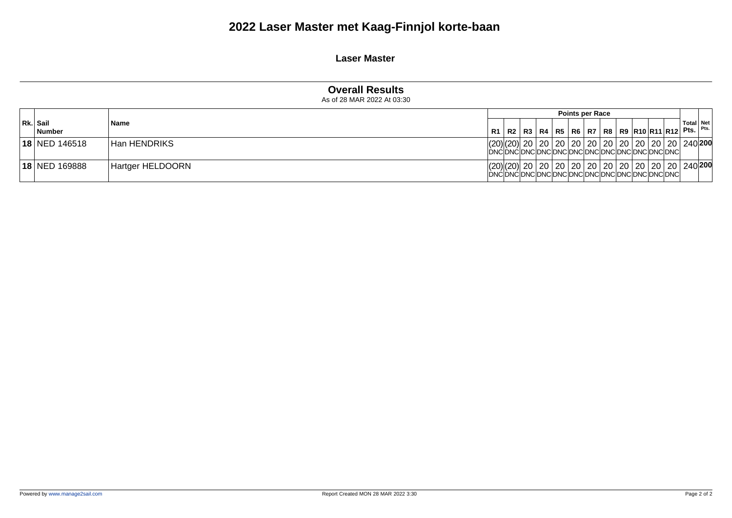# 2022 Laser Master met Kaag-Finnjol korte-baan

## Laser Master

### Overall Results

As of 28 MAR 2022 At 03:30

| Rk. | Sail Number | Name | Points per Race | | | | | | | | | | | | Total Pts. | Net Pts. |
|---|---|---|---|---|---|---|---|---|---|---|---|---|---|---|---|---|
| | | | R1 | R2 | R3 | R4 | R5 | R6 | R7 | R8 | R9 | R10 | R11 | R12 | | |
| **18** | NED 146518 | Han HENDRIKS | (20) DNC | (20) DNC | 20 DNC | 20 DNC | 20 DNC | 20 DNC | 20 DNC | 20 DNC | 20 DNC | 20 DNC | 20 DNC | 20 DNC | 240 | **200** |
| **18** | NED 169888 | Hartger HELDOORN | (20) DNC | (20) DNC | 20 DNC | 20 DNC | 20 DNC | 20 DNC | 20 DNC | 20 DNC | 20 DNC | 20 DNC | 20 DNC | 20 DNC | 240 | **200** |

Powered by www.manage2sail.com

Report Created MON 28 MAR 2022 3:30